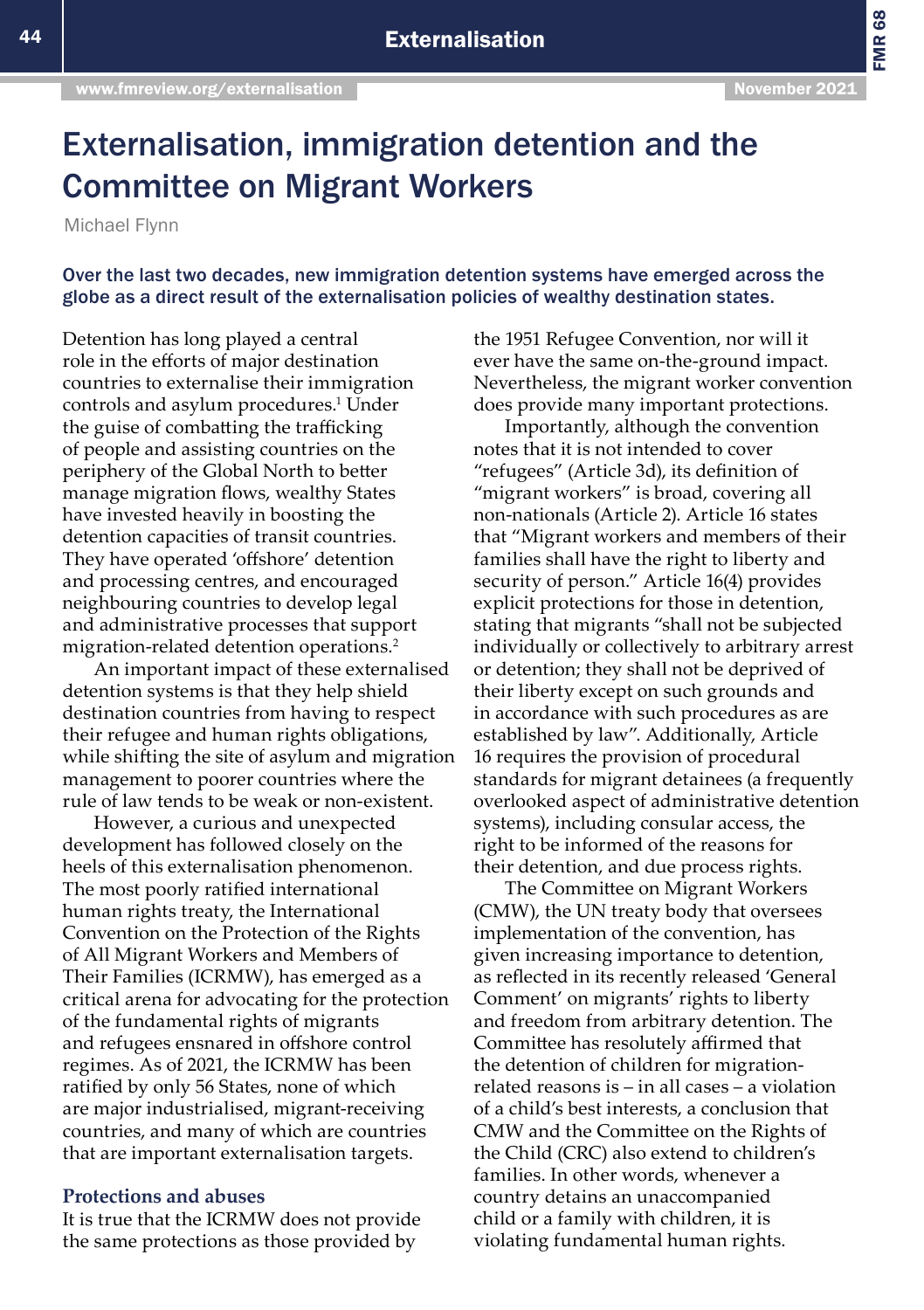# Externalisation, immigration detention and the Committee on Migrant Workers

Michael Flynn

**Over the last two decades, new immigration detention systems have emerged across the globe as a direct result of the externalisation policies of wealthy destination states.**

Detention has long played a central role in the efforts of major destination countries to externalise their immigration controls and asylum procedures.[1] Under the guise of combatting the trafficking of people and assisting countries on the periphery of the Global North to better manage migration flows, wealthy States have invested heavily in boosting the detention capacities of transit countries. They have operated 'offshore' detention and processing centres, and encouraged neighbouring countries to develop legal and administrative processes that support migration-related detention operations.[2]

An important impact of these externalised detention systems is that they help shield destination countries from having to respect their refugee and human rights obligations, while shifting the site of asylum and migration management to poorer countries where the rule of law tends to be weak or non-existent.

However, a curious and unexpected development has followed closely on the heels of this externalisation phenomenon. The most poorly ratified international human rights treaty, the International Convention on the Protection of the Rights of All Migrant Workers and Members of Their Families (ICRMW), has emerged as a critical arena for advocating for the protection of the fundamental rights of migrants and refugees ensnared in offshore control regimes. As of 2021, the ICRMW has been ratified by only 56 States, none of which are major industrialised, migrant-receiving countries, and many of which are countries that are important externalisation targets.

## Protections and abuses

It is true that the ICRMW does not provide the same protections as those provided by the 1951 Refugee Convention, nor will it ever have the same on-the-ground impact. Nevertheless, the migrant worker convention does provide many important protections.

Importantly, although the convention notes that it is not intended to cover "refugees" (Article 3d), its definition of "migrant workers" is broad, covering all non-nationals (Article 2). Article 16 states that "Migrant workers and members of their families shall have the right to liberty and security of person." Article 16(4) provides explicit protections for those in detention, stating that migrants "shall not be subjected individually or collectively to arbitrary arrest or detention; they shall not be deprived of their liberty except on such grounds and in accordance with such procedures as are established by law". Additionally, Article 16 requires the provision of procedural standards for migrant detainees (a frequently overlooked aspect of administrative detention systems), including consular access, the right to be informed of the reasons for their detention, and due process rights.

The Committee on Migrant Workers (CMW), the UN treaty body that oversees implementation of the convention, has given increasing importance to detention, as reflected in its recently released 'General Comment' on migrants' rights to liberty and freedom from arbitrary detention. The Committee has resolutely affirmed that the detention of children for migration-related reasons is – in all cases – a violation of a child's best interests, a conclusion that CMW and the Committee on the Rights of the Child (CRC) also extend to children's families. In other words, whenever a country detains an unaccompanied child or a family with children, it is violating fundamental human rights.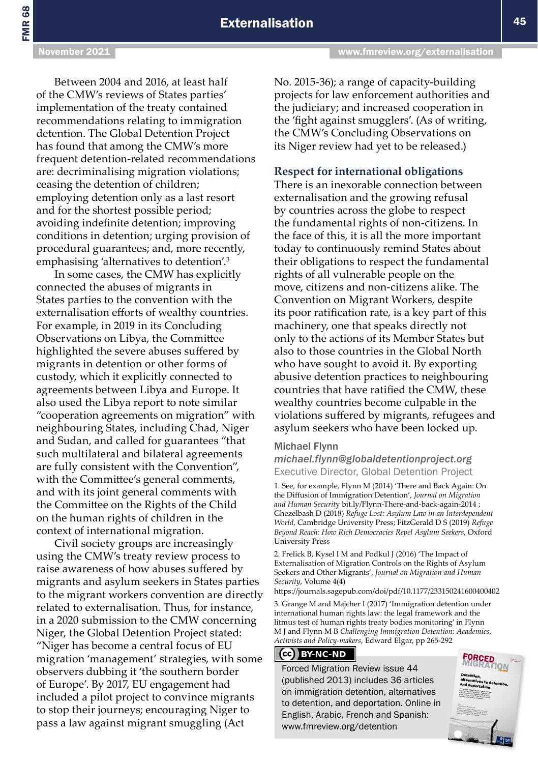Between 2004 and 2016, at least half of the CMW's reviews of States parties' implementation of the treaty contained recommendations relating to immigration detention. The Global Detention Project has found that among the CMW's more frequent detention-related recommendations are: decriminalising migration violations; ceasing the detention of children; employing detention only as a last resort and for the shortest possible period; avoiding indefinite detention; improving conditions in detention; urging provision of procedural guarantees; and, more recently, emphasising 'alternatives to detention'.[3]

In some cases, the CMW has explicitly connected the abuses of migrants in States parties to the convention with the externalisation efforts of wealthy countries. For example, in 2019 in its Concluding Observations on Libya, the Committee highlighted the severe abuses suffered by migrants in detention or other forms of custody, which it explicitly connected to agreements between Libya and Europe. It also used the Libya report to note similar "cooperation agreements on migration" with neighbouring States, including Chad, Niger and Sudan, and called for guarantees "that such multilateral and bilateral agreements are fully consistent with the Convention", with the Committee's general comments, and with its joint general comments with the Committee on the Rights of the Child on the human rights of children in the context of international migration.

Civil society groups are increasingly using the CMW's treaty review process to raise awareness of how abuses suffered by migrants and asylum seekers in States parties to the migrant workers convention are directly related to externalisation. Thus, for instance, in a 2020 submission to the CMW concerning Niger, the Global Detention Project stated: "Niger has become a central focus of EU migration 'management' strategies, with some observers dubbing it 'the southern border of Europe'. By 2017, EU engagement had included a pilot project to convince migrants to stop their journeys; encouraging Niger to pass a law against migrant smuggling (Act No. 2015-36); a range of capacity-building projects for law enforcement authorities and the judiciary; and increased cooperation in the 'fight against smugglers'. (As of writing, the CMW's Concluding Observations on its Niger review had yet to be released.)

## Respect for international obligations

There is an inexorable connection between externalisation and the growing refusal by countries across the globe to respect the fundamental rights of non-citizens. In the face of this, it is all the more important today to continuously remind States about their obligations to respect the fundamental rights of all vulnerable people on the move, citizens and non-citizens alike. The Convention on Migrant Workers, despite its poor ratification rate, is a key part of this machinery, one that speaks directly not only to the actions of its Member States but also to those countries in the Global North who have sought to avoid it. By exporting abusive detention practices to neighbouring countries that have ratified the CMW, these wealthy countries become culpable in the violations suffered by migrants, refugees and asylum seekers who have been locked up.

**Michael Flynn**
*michael.flynn@globaldetentionproject.org*
Executive Director, Global Detention Project

1. See, for example, Flynn M (2014) 'There and Back Again: On the Diffusion of Immigration Detention', *Journal on Migration and Human Security* bit.ly/Flynn-There-and-back-again-2014 ; Ghezelbash D (2018) *Refuge Lost: Asylum Law in an Interdependent World*, Cambridge University Press; FitzGerald D S (2019) *Refuge Beyond Reach: How Rich Democracies Repel Asylum Seekers*, Oxford University Press

2. Frelick B, Kysel I M and Podkul J (2016) 'The Impact of Externalisation of Migration Controls on the Rights of Asylum Seekers and Other Migrants', *Journal on Migration and Human Security*, Volume 4(4) https://journals.sagepub.com/doi/pdf/10.1177/233150241600400402

3. Grange M and Majcher I (2017) 'Immigration detention under international human rights law: the legal framework and the litmus test of human rights treaty bodies monitoring' in Flynn M J and Flynn M B *Challenging Immigration Detention: Academics, Activists and Policy-makers*, Edward Elgar, pp 265-292

Forced Migration Review issue 44 (published 2013) includes 36 articles on immigration detention, alternatives to detention, and deportation. Online in English, Arabic, French and Spanish: www.fmreview.org/detention